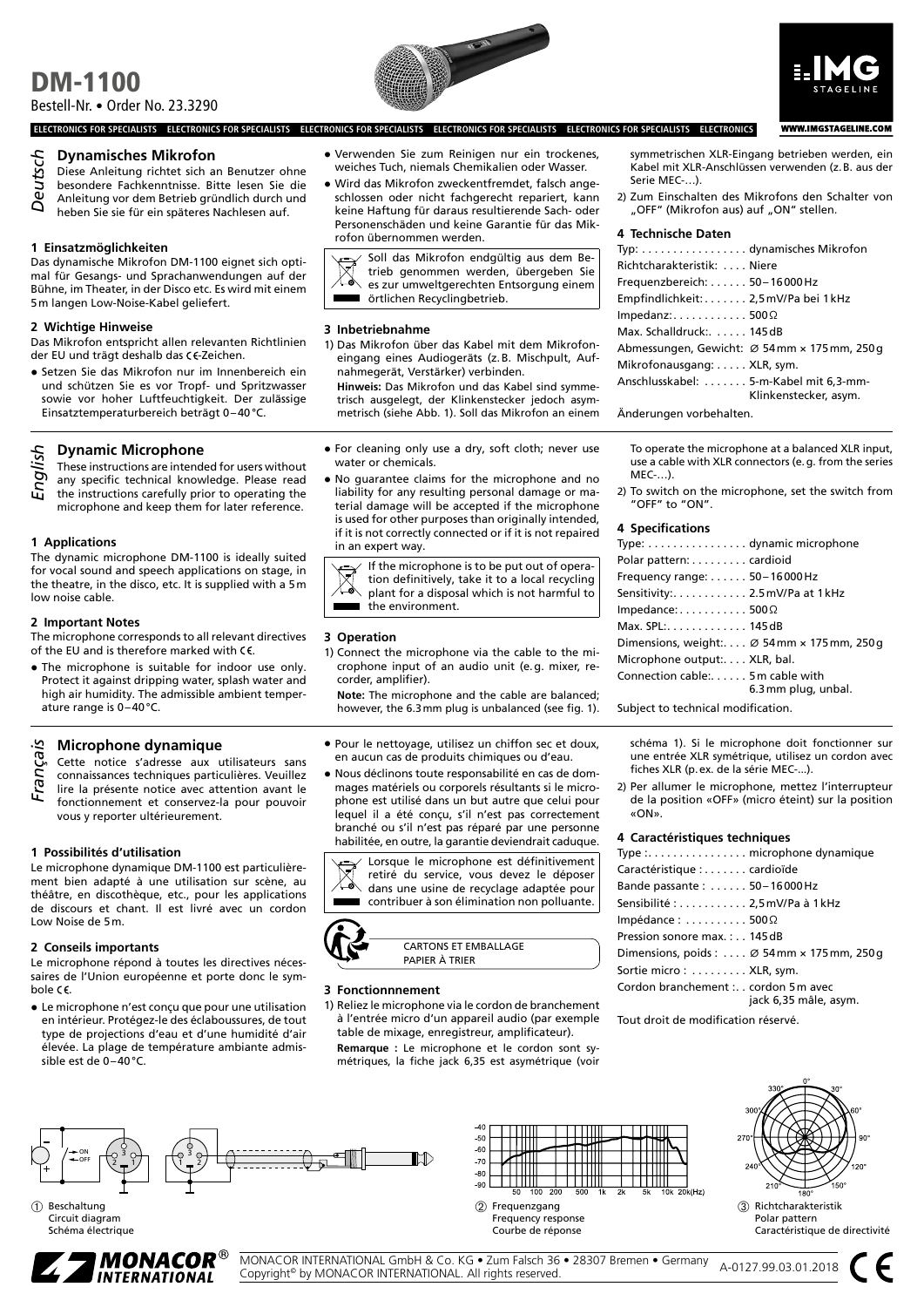# DM-1100

Bestell-Nr. • Order No. 23.3290

ELECTRONICS FOR SPECIALISTS ELECTRONICS FOR SPECIALISTS ELECTRONICS FOR SPECIALISTS ELECTRONICS FOR SPECIALISTS ELECTRONICS FOR SPECIALISTS ELECTRONICS

WWW.IMGSTAGELINE.COM

*Deutsch*

## Dynamisches Mikrofon

Diese Anleitung richtet sich an Benutzer ohne besondere Fachkenntnisse. Bitte lesen Sie die Anleitung vor dem Betrieb gründlich durch und heben Sie sie für ein späteres Nachlesen auf.

### 1 Einsatzmöglichkeiten

Das dynamische Mikrofon DM-1100 eignet sich optimal für Gesangs- und Sprachanwendungen auf der Bühne, im Theater, in der Disco etc. Es wird mit einem 5 m langen Low-Noise-Kabel geliefert.

### 2 Wichtige Hinweise

Das Mikrofon entspricht allen relevanten Richtlinien der EU und trägt deshalb das CE-Zeichen.

- Setzen Sie das Mikrofon nur im Innenbereich ein und schützen Sie es vor Tropf- und Spritzwasser sowie vor hoher Luftfeuchtigkeit. Der zulässige Einsatztemperaturbereich beträgt 0 – 40 °C.
- Verwenden Sie zum Reinigen nur ein trockenes, weiches Tuch, niemals Chemikalien oder Wasser.
- Wird das Mikrofon zweckentfremdet, falsch angeschlossen oder nicht fachgerecht repariert, kann keine Haftung für daraus resultierende Sach- oder Personenschäden und keine Garantie für das Mikrofon übernommen werden.

Soll das Mikrofon endgültig aus dem Betrieb genommen werden, übergeben Sie es zur umweltgerechten Entsorgung einem örtlichen Recyclingbetrieb.

### 3 Inbetriebnahme

1) Das Mikrofon über das Kabel mit dem Mikrofoneingang eines Audiogeräts (z. B. Mischpult, Aufnahmegerät, Verstärker) verbinden.

   **Hinweis:** Das Mikrofon und das Kabel sind symmetrisch ausgelegt, der Klinkenstecker jedoch asymmetrisch (siehe Abb. 1). Soll das Mikrofon an einem symmetrischen XLR-Eingang betrieben werden, ein Kabel mit XLR-Anschlüssen verwenden (z. B. aus der Serie MEC-…).

2) Zum Einschalten des Mikrofons den Schalter von „OFF" (Mikrofon aus) auf „ON" stellen.

### 4 Technische Daten

Typ: . . . . . . . . . . . . . . . . . dynamisches Mikrofon
Richtcharakteristik: . . . . Niere
Frequenzbereich: . . . . . . 50 – 16 000 Hz
Empfindlichkeit: . . . . . . . 2,5 mV/Pa bei 1 kHz
Impedanz: . . . . . . . . . . . . 500 Ω
Max. Schalldruck: . . . . . 145 dB
Abmessungen, Gewicht: Ø 54 mm × 175 mm, 250 g
Mikrofonausgang: . . . . . XLR, sym.
Anschlusskabel: . . . . . . . 5-m-Kabel mit 6,3-mm-Klinkenstecker, asym.

Änderungen vorbehalten.

*English*

## Dynamic Microphone

These instructions are intended for users without any specific technical knowledge. Please read the instructions carefully prior to operating the microphone and keep them for later reference.

### 1 Applications

The dynamic microphone DM-1100 is ideally suited for vocal sound and speech applications on stage, in the theatre, in the disco, etc. It is supplied with a 5 m low noise cable.

### 2 Important Notes

The microphone corresponds to all relevant directives of the EU and is therefore marked with CE.

- The microphone is suitable for indoor use only. Protect it against dripping water, splash water and high air humidity. The admissible ambient temperature range is 0 – 40 °C.
- For cleaning only use a dry, soft cloth; never use water or chemicals.
- No guarantee claims for the microphone and no liability for any resulting personal damage or material damage will be accepted if the microphone is used for other purposes than originally intended, if it is not correctly connected or if it is not repaired in an expert way.

If the microphone is to be put out of operation definitively, take it to a local recycling plant for a disposal which is not harmful to the environment.

### 3 Operation

1) Connect the microphone via the cable to the microphone input of an audio unit (e. g. mixer, recorder, amplifier).

   **Note:** The microphone and the cable are balanced; however, the 6.3 mm plug is unbalanced (see fig. 1). To operate the microphone at a balanced XLR input, use a cable with XLR connectors (e. g. from the series MEC-…).

2) To switch on the microphone, set the switch from "OFF" to "ON".

### 4 Specifications

Type: . . . . . . . . . . . . . . . . dynamic microphone
Polar pattern: . . . . . . . . . cardioid
Frequency range: . . . . . . 50 – 16 000 Hz
Sensitivity: . . . . . . . . . . . . 2.5 mV/Pa at 1 kHz
Impedance: . . . . . . . . . . . 500 Ω
Max. SPL: . . . . . . . . . . . . . 145 dB
Dimensions, weight: . . . . Ø 54 mm × 175 mm, 250 g
Microphone output: . . . . XLR, bal.
Connection cable: . . . . . . 5 m cable with 6.3 mm plug, unbal.

Subject to technical modification.

*Français*

## Microphone dynamique

Cette notice s'adresse aux utilisateurs sans connaissances techniques particulières. Veuillez lire la présente notice avec attention avant le fonctionnement et conservez-la pour pouvoir vous y reporter ultérieurement.

### 1 Possibilités d'utilisation

Le microphone dynamique DM-1100 est particulièrement bien adapté à une utilisation sur scène, au théâtre, en discothèque, etc., pour les applications de discours et chant. Il est livré avec un cordon Low Noise de 5 m.

### 2 Conseils importants

Le microphone répond à toutes les directives nécessaires de l'Union européenne et porte donc le symbole CE.

- Le microphone n'est conçu que pour une utilisation en intérieur. Protégez-le des éclaboussures, de tout type de projections d'eau et d'une humidité d'air élevée. La plage de température ambiante admissible est de 0 – 40 °C.
- Pour le nettoyage, utilisez un chiffon sec et doux, en aucun cas de produits chimiques ou d'eau.
- Nous déclinons toute responsabilité en cas de dommages matériels ou corporels résultants si le microphone est utilisé dans un but autre que celui pour lequel il a été conçu, s'il n'est pas correctement branché ou s'il n'est pas réparé par une personne habilitée, en outre, la garantie deviendrait caduque.

Lorsque le microphone est définitivement retiré du service, vous devez le déposer dans une usine de recyclage adaptée pour contribuer à son élimination non polluante.

CARTONS ET EMBALLAGE PAPIER À TRIER

### 3 Fonctionnement

1) Reliez le microphone via le cordon de branchement à l'entrée micro d'un appareil audio (par exemple table de mixage, enregistreur, amplificateur).

   **Remarque :** Le microphone et le cordon sont symétriques, la fiche jack 6,35 est asymétrique (voir schéma 1). Si le microphone doit fonctionner sur une entrée XLR symétrique, utilisez un cordon avec fiches XLR (p. ex. de la série MEC-…).

2) Per allumer le microphone, mettez l'interrupteur de la position «OFF» (micro éteint) sur la position «ON».

### 4 Caractéristiques techniques

Type : . . . . . . . . . . . . . . . microphone dynamique
Caractéristique : . . . . . . . cardioïde
Bande passante : . . . . . . 50 – 16 000 Hz
Sensibilité : . . . . . . . . . . . 2,5 mV/Pa à 1 kHz
Impédance : . . . . . . . . . . 500 Ω
Pression sonore max. : . . 145 dB
Dimensions, poids : . . . . Ø 54 mm × 175 mm, 250 g
Sortie micro : . . . . . . . . . XLR, sym.
Cordon branchement : . . cordon 5 m avec jack 6,35 mâle, asym.

Tout droit de modification réservé.

① Beschaltung
Circuit diagram
Schéma électrique

② Frequenzgang
Frequency response
Courbe de réponse

③ Richtcharakteristik
Polar pattern
Caractéristique de directivité

MONACOR INTERNATIONAL GmbH & Co. KG • Zum Falsch 36 • 28307 Bremen • Germany
Copyright© by MONACOR INTERNATIONAL. All rights reserved.

A-0127.99.03.01.2018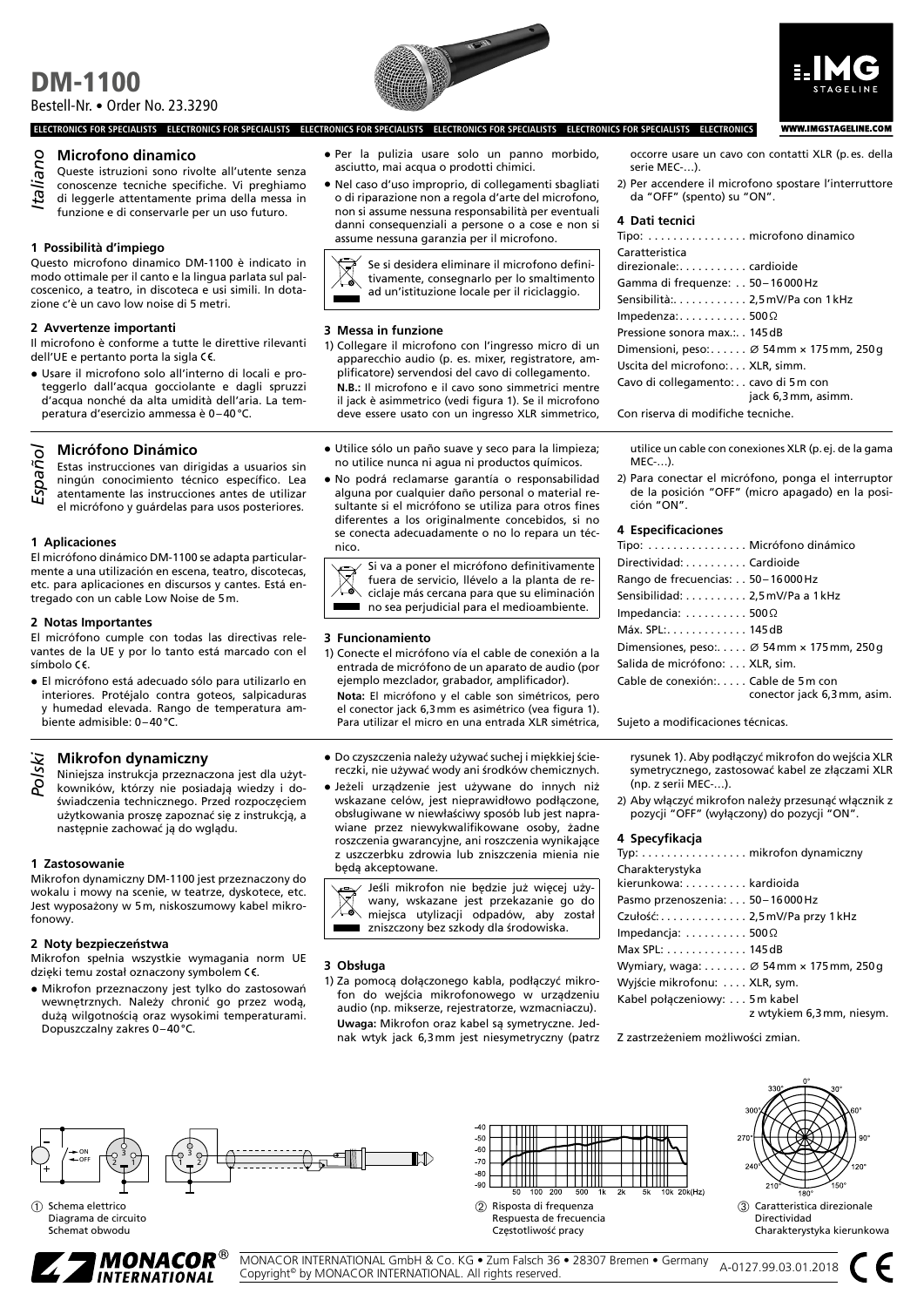# DM-1100

Bestell-Nr. • Order No. 23.3290

ELECTRONICS FOR SPECIALISTS ELECTRONICS FOR SPECIALISTS ELECTRONICS FOR SPECIALISTS ELECTRONICS FOR SPECIALISTS ELECTRONICS FOR SPECIALISTS ELECTRONICS

IMG STAGELINE

WWW.IMGSTAGELINE.COM

## Italiano

### Microfono dinamico

Queste istruzioni sono rivolte all'utente senza conoscenze tecniche specifiche. Vi preghiamo di leggerle attentamente prima della messa in funzione e di conservarle per un uso futuro.

#### 1 Possibilità d'impiego

Questo microfono dinamico DM-1100 è indicato in modo ottimale per il canto e la lingua parlata sul palcoscenico, a teatro, in discoteca e usi simili. In dotazione c'è un cavo low noise di 5 metri.

#### 2 Avvertenze importanti

Il microfono è conforme a tutte le direttive rilevanti dell'UE e pertanto porta la sigla CE.

- Usare il microfono solo all'interno di locali e proteggerlo dall'acqua gocciolante e dagli spruzzi d'acqua nonché da alta umidità dell'aria. La temperatura d'esercizio ammessa è 0–40 °C.
- Per la pulizia usare solo un panno morbido, asciutto, mai acqua o prodotti chimici.
- Nel caso d'uso improprio, di collegamenti sbagliati o di riparazione non a regola d'arte del microfono, non si assume nessuna responsabilità per eventuali danni consequenziali a persone o a cose e non si assume nessuna garanzia per il microfono.

Se si desidera eliminare il microfono definitivamente, consegnarlo per lo smaltimento ad un'istituzione locale per il riciclaggio.

#### 3 Messa in funzione

1) Collegare il microfono con l'ingresso micro di un apparecchio audio (p. es. mixer, registratore, amplificatore) servendosi del cavo di collegamento.
   **N.B.:** Il microfono e il cavo sono simmetrici mentre il jack è asimmetrico (vedi figura 1). Se il microfono deve essere usato con un ingresso XLR simmetrico, occorre usare un cavo con contatti XLR (p. es. della serie MEC-…).
2) Per accendere il microfono spostare l'interruttore da "OFF" (spento) su "ON".

#### 4 Dati tecnici

| | |
|---|---|
| Tipo: | microfono dinamico |
| Caratteristica direzionale: | cardioide |
| Gamma di frequenze: | 50–16 000 Hz |
| Sensibilità: | 2,5 mV/Pa con 1 kHz |
| Impedenza: | 500 Ω |
| Pressione sonora max.: | 145 dB |
| Dimensioni, peso: | Ø 54 mm × 175 mm, 250 g |
| Uscita del microfono: | XLR, simm. |
| Cavo di collegamento: | cavo di 5 m con jack 6,3 mm, asimm. |

Con riserva di modifiche tecniche.

## Español

### Micrófono Dinámico

Estas instrucciones van dirigidas a usuarios sin ningún conocimiento técnico específico. Lea atentamente las instrucciones antes de utilizar el micrófono y guárdelas para usos posteriores.

#### 1 Aplicaciones

El micrófono dinámico DM-1100 se adapta particularmente a una utilización en escena, teatro, discotecas, etc. para aplicaciones en discursos y cantes. Está entregado con un cable Low Noise de 5 m.

#### 2 Notas Importantes

El micrófono cumple con todas las directivas relevantes de la UE y por lo tanto está marcado con el símbolo CE.

- El micrófono está adecuado sólo para utilizarlo en interiores. Protéjalo contra goteos, salpicaduras y humedad elevada. Rango de temperatura admisible: 0–40 °C.
- Utilice sólo un paño suave y seco para la limpieza; no utilice nunca ni agua ni productos químicos.
- No podrá reclamarse garantía o responsabilidad alguna por cualquier daño personal o material resultante si el micrófono se utiliza para otros fines diferentes a los originalmente concebidos, si no se conecta adecuadamente o no lo repara un técnico.

Si va a poner el micrófono definitivamente fuera de servicio, llévelo a la planta de reciclaje más cercana para que su eliminación no sea perjudicial para el medioambiente.

#### 3 Funcionamiento

1) Conecte el micrófono vía el cable de conexión a la entrada de micrófono de un aparato de audio (por ejemplo mezclador, grabador, amplificador).
   **Nota:** El micrófono y el cable son simétricos, pero el conector jack 6,3 mm es asimétrico (vea figura 1). Para utilizar el micro en una entrada XLR simétrica, utilice un cable con conexiones XLR (p. ej. de la gama MEC-…).
2) Para conectar el micrófono, ponga el interruptor de la posición "OFF" (micro apagado) en la posición "ON".

#### 4 Especificaciones

| | |
|---|---|
| Tipo: | Micrófono dinámico |
| Directividad: | Cardioide |
| Rango de frecuencias: | 50–16 000 Hz |
| Sensibilidad: | 2,5 mV/Pa a 1 kHz |
| Impedancia: | 500 Ω |
| Máx. SPL: | 145 dB |
| Dimensiones, peso: | Ø 54 mm × 175 mm, 250 g |
| Salida de micrófono: | XLR, sim. |
| Cable de conexión: | Cable de 5 m con conector jack 6,3 mm, asim. |

Sujeto a modificaciones técnicas.

## Polski

### Mikrofon dynamiczny

Niniejsza instrukcja przeznaczona jest dla użytkowników, którzy nie posiadają wiedzy i doświadczenia technicznego. Przed rozpoczęciem użytkowania proszę zapoznać się z instrukcją, a następnie zachować ją do wglądu.

#### 1 Zastosowanie

Mikrofon dynamiczny DM-1100 jest przeznaczony do wokalu i mowy na scenie, w teatrze, dyskotece, etc. Jest wyposażony w 5 m, niskoszumowy kabel mikrofonowy.

#### 2 Noty bezpieczeństwa

Mikrofon spełnia wszystkie wymagania norm UE dzięki temu został oznaczony symbolem CE.

- Mikrofon przeznaczony jest tylko do zastosowań wewnętrznych. Należy chronić go przez wodą, dużą wilgotnością oraz wysokimi temperaturami. Dopuszczalny zakres 0–40 °C.
- Do czyszczenia należy używać suchej i miękkiej ściereczki, nie używać wody ani środków chemicznych.
- Jeżeli urządzenie jest używane do innych niż wskazane celów, jest nieprawidłowo podłączone, obsługiwane w niewłaściwy sposób lub jest naprawiane przez niewykwalifikowane osoby, żadne roszczenia gwarancyjne, ani roszczenia wynikające z uszczerbku zdrowia lub zniszczenia mienia nie będą akceptowane.

Jeśli mikrofon nie będzie już więcej używany, wskazane jest przekazanie go do miejsca utylizacji odpadów, aby został zniszczony bez szkody dla środowiska.

#### 3 Obsługa

1) Za pomocą dołączonego kabla, podłączyć mikrofon do wejścia mikrofonowego w urządzeniu audio (np. mikserze, rejestratorze, wzmacniaczu).
   **Uwaga:** Mikrofon oraz kabel są symetryczne. Jednak wtyk jack 6,3 mm jest niesymetryczny (patrz rysunek 1). Aby podłączyć mikrofon do wejścia XLR symetrycznego, zastosować kabel ze złączami XLR (np. z serii MEC-…).
2) Aby włączyć mikrofon należy przesunąć włącznik z pozycji "OFF" (wyłączony) do pozycji "ON".

#### 4 Specyfikacja

| | |
|---|---|
| Typ: | mikrofon dynamiczny |
| Charakterystyka kierunkowa: | kardioida |
| Pasmo przenoszenia: | 50–16 000 Hz |
| Czułość: | 2,5 mV/Pa przy 1 kHz |
| Impedancja: | 500 Ω |
| Max SPL: | 145 dB |
| Wymiary, waga: | Ø 54 mm × 175 mm, 250 g |
| Wyjście mikrofonu: | XLR, sym. |
| Kabel połączeniowy: | 5 m kabel z wtykiem 6,3 mm, niesym. |

Z zastrzeżeniem możliwości zmian.

ON
OFF
1 2 3

① Schema elettrico
Diagrama de circuito
Schemat obwodu

-40
-50
-60
-70
-80
-90
50 100 200 500 1k 2k 5k 10k 20k(Hz)

② Risposta di frequenza
Respuesta de frecuencia
Częstotliwość pracy

0° 30° 60° 90° 120° 150° 180° 210° 240° 270° 300° 330°

③ Caratteristica direzionale
Directividad
Charakterystyka kierunkowa

MONACOR® INTERNATIONAL

MONACOR INTERNATIONAL GmbH & Co. KG • Zum Falsch 36 • 28307 Bremen • Germany
Copyright© by MONACOR INTERNATIONAL. All rights reserved.

A-0127.99.03.01.2018